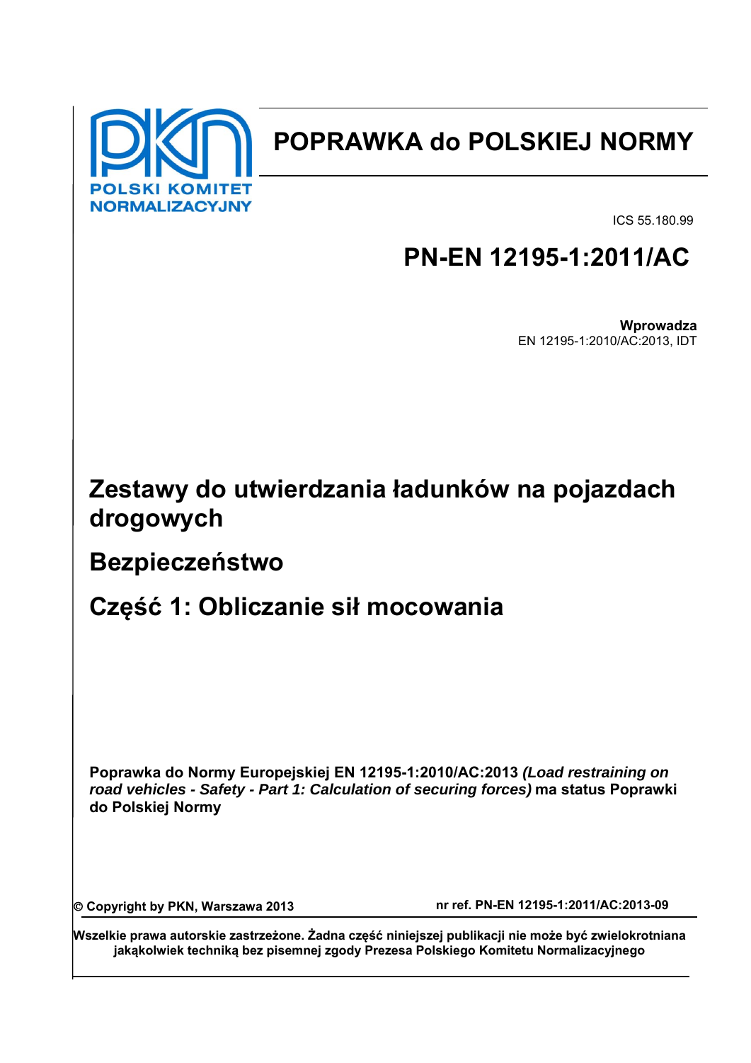POLSKI KOMITET NORMALIZACYJNY

# POPRAWKA do POLSKIEJ NORMY

ICS 55.180.99

# PN-EN 12195-1:2011/AC

**Wprowadza**
EN 12195-1:2010/AC:2013, IDT

# Zestawy do utwierdzania ładunków na pojazdach drogowych

## Bezpieczeństwo

## Część 1: Obliczanie sił mocowania

**Poprawka do Normy Europejskiej EN 12195-1:2010/AC:2013** ***(Load restraining on road vehicles - Safety - Part 1: Calculation of securing forces)*** **ma status Poprawki do Polskiej Normy**

**© Copyright by PKN, Warszawa 2013**

**nr ref. PN-EN 12195-1:2011/AC:2013-09**

**Wszelkie prawa autorskie zastrzeżone. Żadna część niniejszej publikacji nie może być zwielokrotniana jakąkolwiek techniką bez pisemnej zgody Prezesa Polskiego Komitetu Normalizacyjnego**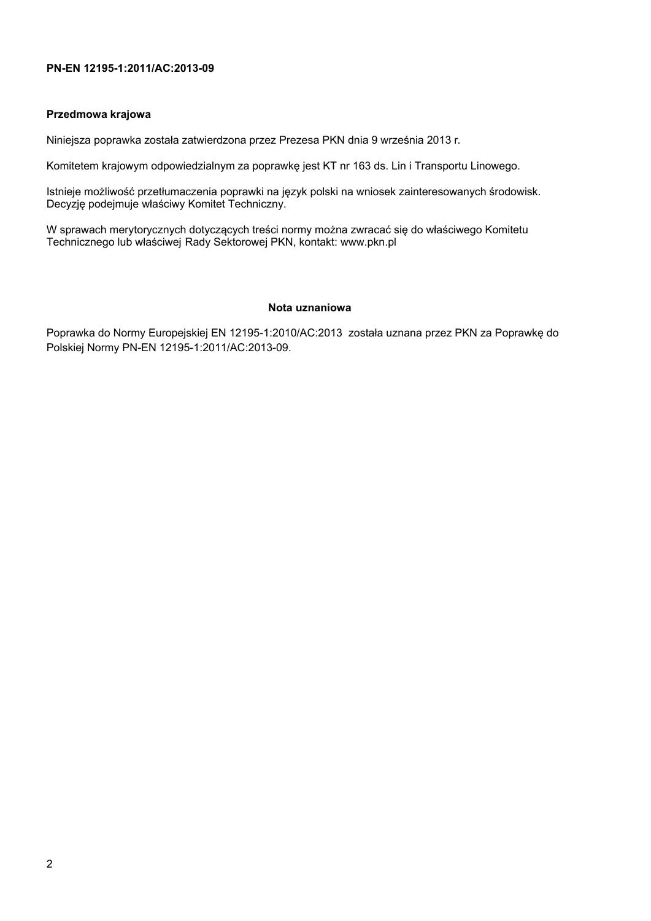**PN-EN 12195-1:2011/AC:2013-09**

## Przedmowa krajowa

Niniejsza poprawka została zatwierdzona przez Prezesa PKN dnia 9 września 2013 r.

Komitetem krajowym odpowiedzialnym za poprawkę jest KT nr 163 ds. Lin i Transportu Linowego.

Istnieje możliwość przetłumaczenia poprawki na język polski na wniosek zainteresowanych środowisk. Decyzję podejmuje właściwy Komitet Techniczny.

W sprawach merytorycznych dotyczących treści normy można zwracać się do właściwego Komitetu Technicznego lub właściwej Rady Sektorowej PKN, kontakt: www.pkn.pl

## Nota uznaniowa

Poprawka do Normy Europejskiej EN 12195-1:2010/AC:2013 została uznana przez PKN za Poprawkę do Polskiej Normy PN-EN 12195-1:2011/AC:2013-09.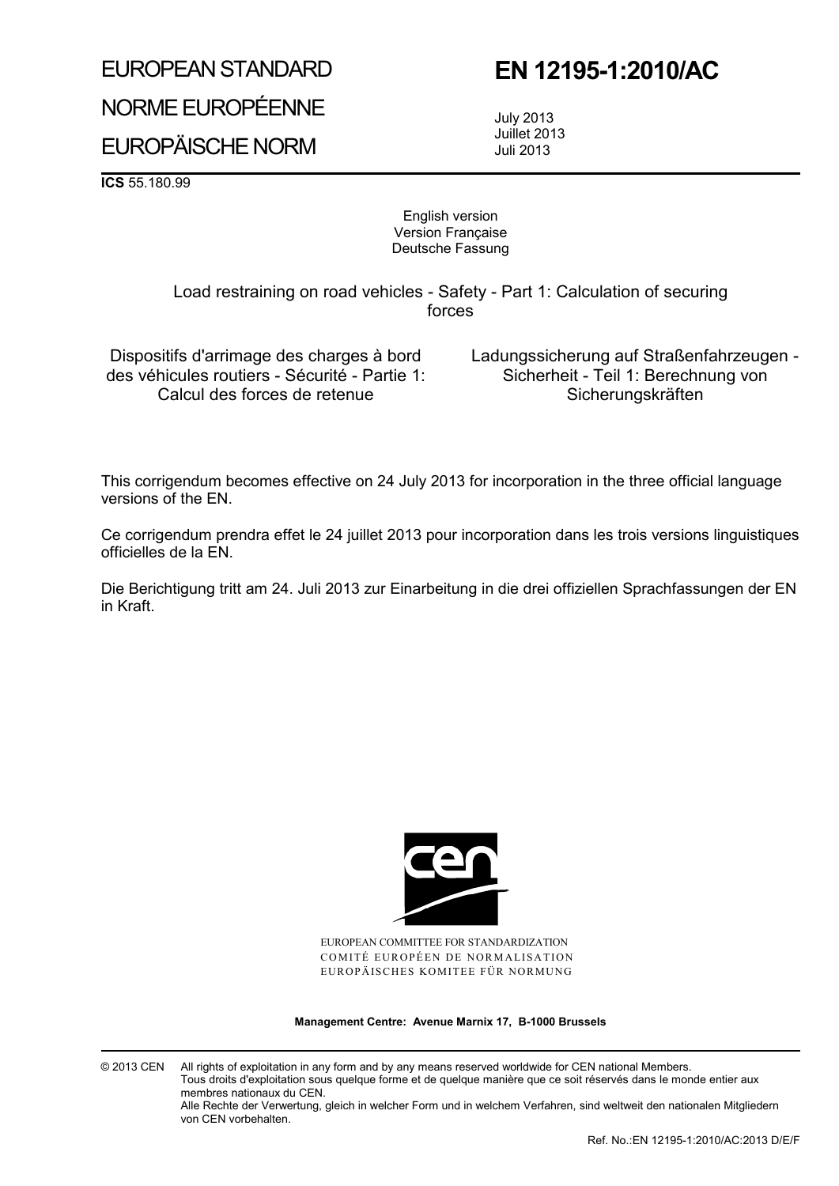# EUROPEAN STANDARD

# NORME EUROPÉENNE

# EUROPÄISCHE NORM

# EN 12195-1:2010/AC

July 2013
Juillet 2013
Juli 2013

**ICS** 55.180.99

English version
Version Française
Deutsche Fassung

Load restraining on road vehicles - Safety - Part 1: Calculation of securing forces

Dispositifs d'arrimage des charges à bord des véhicules routiers - Sécurité - Partie 1: Calcul des forces de retenue

Ladungssicherung auf Straßenfahrzeugen - Sicherheit - Teil 1: Berechnung von Sicherungskräften

This corrigendum becomes effective on 24 July 2013 for incorporation in the three official language versions of the EN.

Ce corrigendum prendra effet le 24 juillet 2013 pour incorporation dans les trois versions linguistiques officielles de la EN.

Die Berichtigung tritt am 24. Juli 2013 zur Einarbeitung in die drei offiziellen Sprachfassungen der EN in Kraft.

EUROPEAN COMMITTEE FOR STANDARDIZATION
COMITÉ EUROPÉEN DE NORMALISATION
EUROPÄISCHES KOMITEE FÜR NORMUNG

**Management Centre: Avenue Marnix 17, B-1000 Brussels**

© 2013 CEN All rights of exploitation in any form and by any means reserved worldwide for CEN national Members.
Tous droits d'exploitation sous quelque forme et de quelque manière que ce soit réservés dans le monde entier aux membres nationaux du CEN.
Alle Rechte der Verwertung, gleich in welcher Form und in welchem Verfahren, sind weltweit den nationalen Mitgliedern von CEN vorbehalten.

Ref. No.:EN 12195-1:2010/AC:2013 D/E/F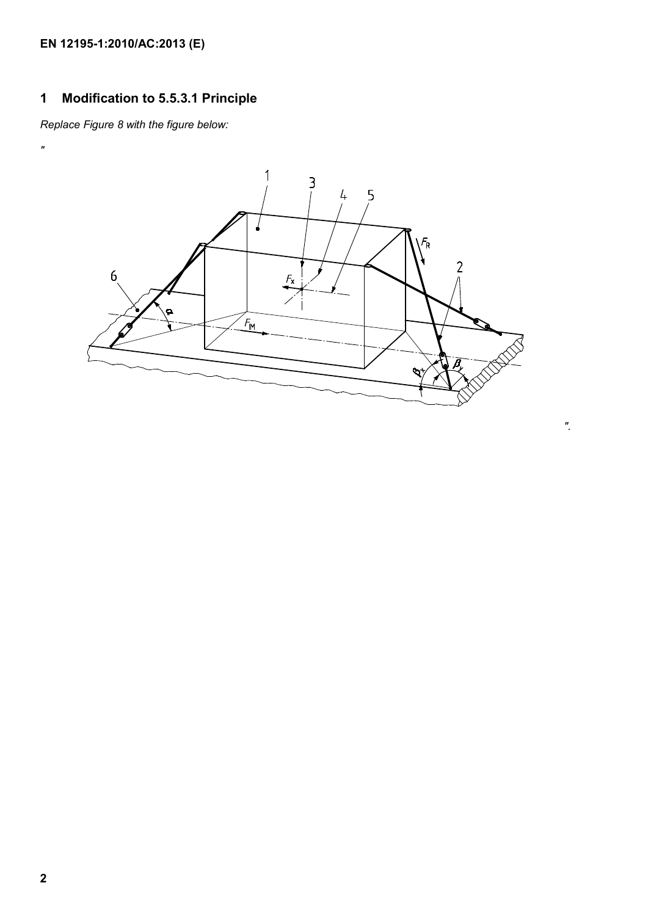## 1 Modification to 5.5.3.1 Principle

*Replace Figure 8 with the figure below:*

"

1
3
4
5
6
2
$F_R$
$F_x$
$F_{IM}$
$\alpha$
$\beta_x$
$\beta_y$

".